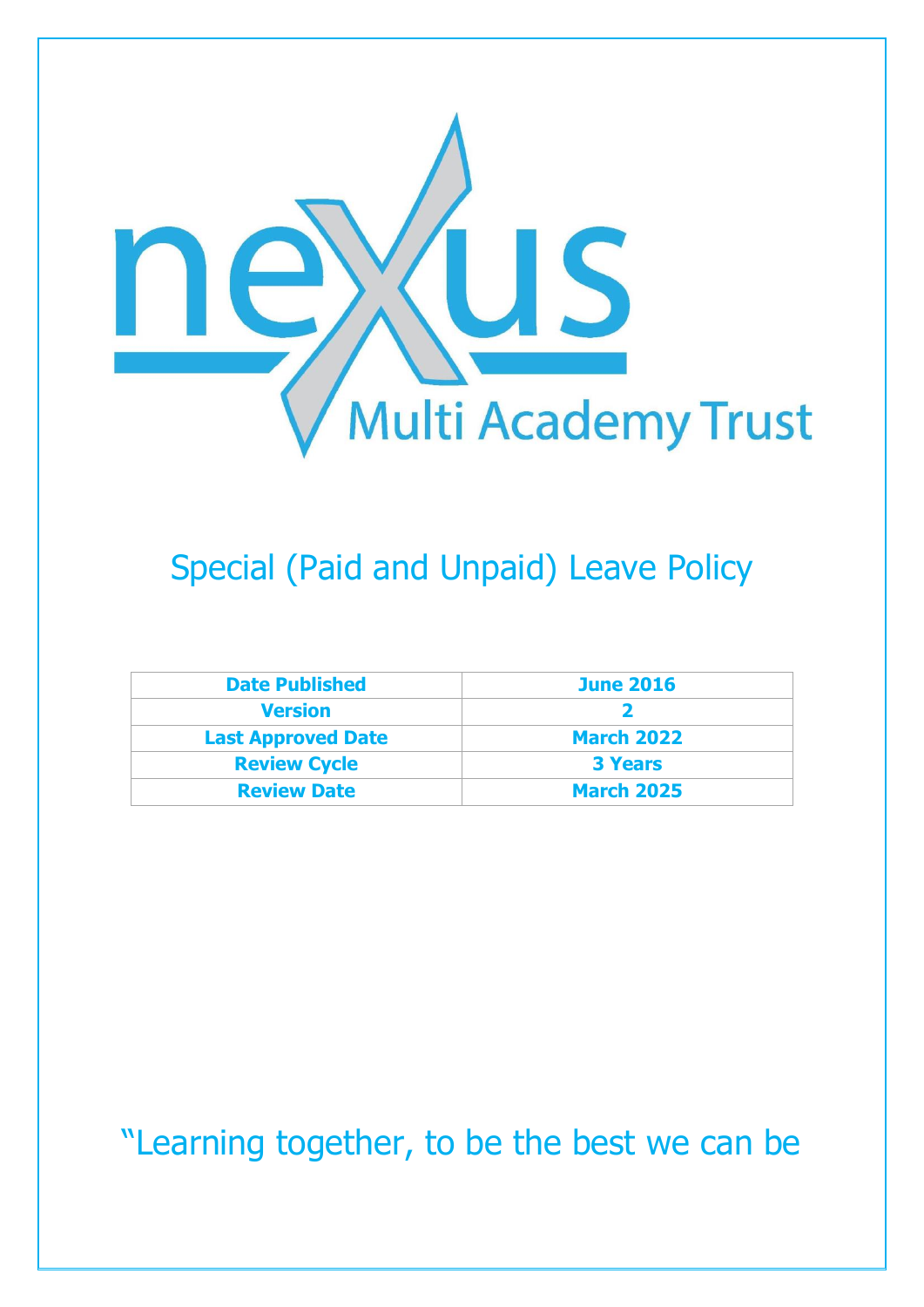nexus Multi Academy Trust

# Special (Paid and Unpaid) Leave Policy

| Date Published | June 2016 |
| --- | --- |
| Version | 2 |
| Last Approved Date | March 2022 |
| Review Cycle | 3 Years |
| Review Date | March 2025 |

"Learning together, to be the best we can be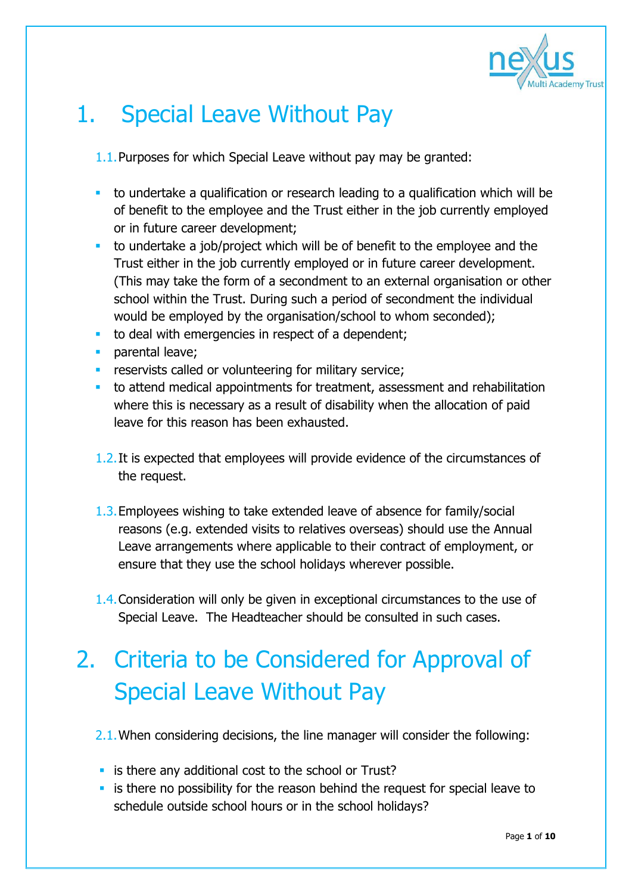# 1. Special Leave Without Pay

1.1. Purposes for which Special Leave without pay may be granted:

- to undertake a qualification or research leading to a qualification which will be of benefit to the employee and the Trust either in the job currently employed or in future career development;
- to undertake a job/project which will be of benefit to the employee and the Trust either in the job currently employed or in future career development. (This may take the form of a secondment to an external organisation or other school within the Trust. During such a period of secondment the individual would be employed by the organisation/school to whom seconded);
- to deal with emergencies in respect of a dependent;
- parental leave;
- reservists called or volunteering for military service;
- to attend medical appointments for treatment, assessment and rehabilitation where this is necessary as a result of disability when the allocation of paid leave for this reason has been exhausted.

1.2. It is expected that employees will provide evidence of the circumstances of the request.

1.3. Employees wishing to take extended leave of absence for family/social reasons (e.g. extended visits to relatives overseas) should use the Annual Leave arrangements where applicable to their contract of employment, or ensure that they use the school holidays wherever possible.

1.4. Consideration will only be given in exceptional circumstances to the use of Special Leave. The Headteacher should be consulted in such cases.

# 2. Criteria to be Considered for Approval of Special Leave Without Pay

2.1. When considering decisions, the line manager will consider the following:

- is there any additional cost to the school or Trust?
- is there no possibility for the reason behind the request for special leave to schedule outside school hours or in the school holidays?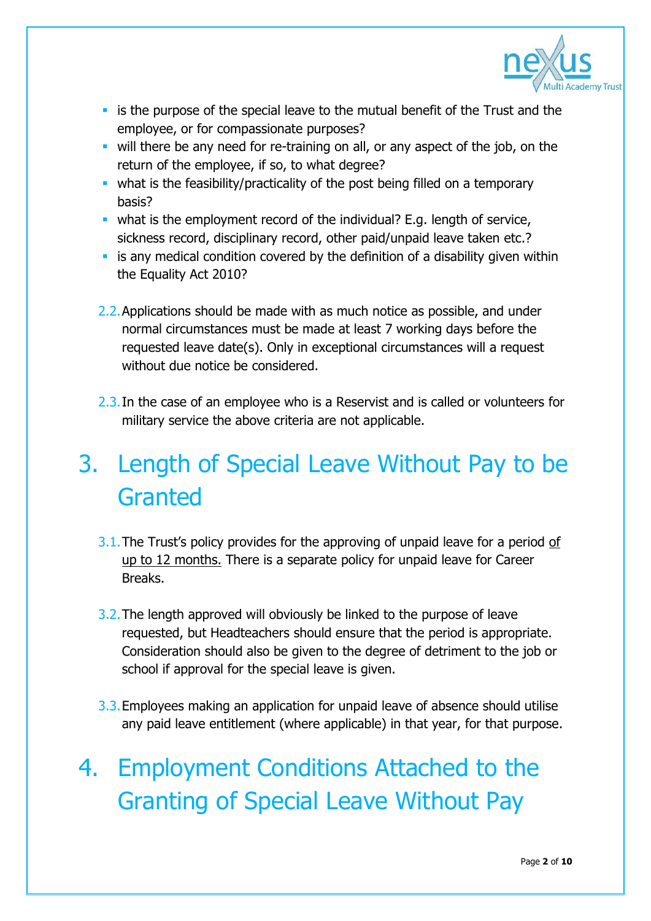- is the purpose of the special leave to the mutual benefit of the Trust and the employee, or for compassionate purposes?
- will there be any need for re-training on all, or any aspect of the job, on the return of the employee, if so, to what degree?
- what is the feasibility/practicality of the post being filled on a temporary basis?
- what is the employment record of the individual? E.g. length of service, sickness record, disciplinary record, other paid/unpaid leave taken etc.?
- is any medical condition covered by the definition of a disability given within the Equality Act 2010?

2.2. Applications should be made with as much notice as possible, and under normal circumstances must be made at least 7 working days before the requested leave date(s). Only in exceptional circumstances will a request without due notice be considered.

2.3. In the case of an employee who is a Reservist and is called or volunteers for military service the above criteria are not applicable.

# 3. Length of Special Leave Without Pay to be Granted

3.1. The Trust's policy provides for the approving of unpaid leave for a period <u>of up to 12 months.</u> There is a separate policy for unpaid leave for Career Breaks.

3.2. The length approved will obviously be linked to the purpose of leave requested, but Headteachers should ensure that the period is appropriate. Consideration should also be given to the degree of detriment to the job or school if approval for the special leave is given.

3.3. Employees making an application for unpaid leave of absence should utilise any paid leave entitlement (where applicable) in that year, for that purpose.

# 4. Employment Conditions Attached to the Granting of Special Leave Without Pay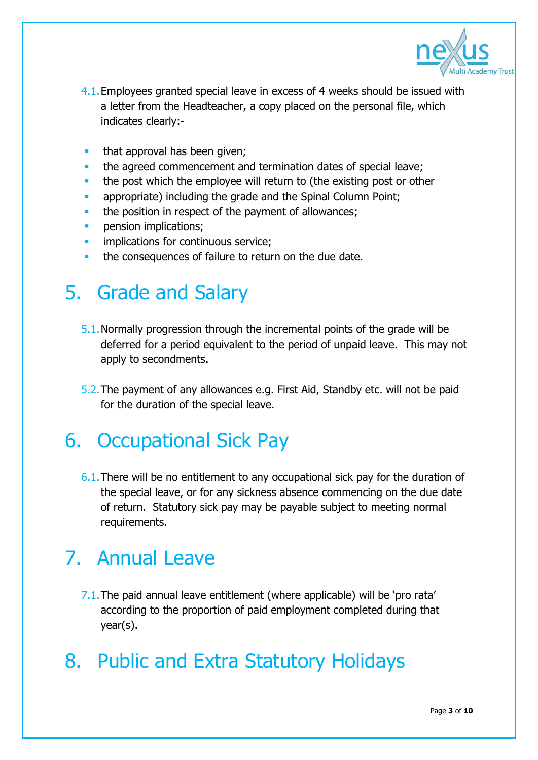4.1. Employees granted special leave in excess of 4 weeks should be issued with a letter from the Headteacher, a copy placed on the personal file, which indicates clearly:-

- that approval has been given;
- the agreed commencement and termination dates of special leave;
- the post which the employee will return to (the existing post or other
- appropriate) including the grade and the Spinal Column Point;
- the position in respect of the payment of allowances;
- pension implications;
- implications for continuous service;
- the consequences of failure to return on the due date.

# 5. Grade and Salary

5.1. Normally progression through the incremental points of the grade will be deferred for a period equivalent to the period of unpaid leave. This may not apply to secondments.

5.2. The payment of any allowances e.g. First Aid, Standby etc. will not be paid for the duration of the special leave.

# 6. Occupational Sick Pay

6.1. There will be no entitlement to any occupational sick pay for the duration of the special leave, or for any sickness absence commencing on the due date of return. Statutory sick pay may be payable subject to meeting normal requirements.

# 7. Annual Leave

7.1. The paid annual leave entitlement (where applicable) will be 'pro rata' according to the proportion of paid employment completed during that year(s).

# 8. Public and Extra Statutory Holidays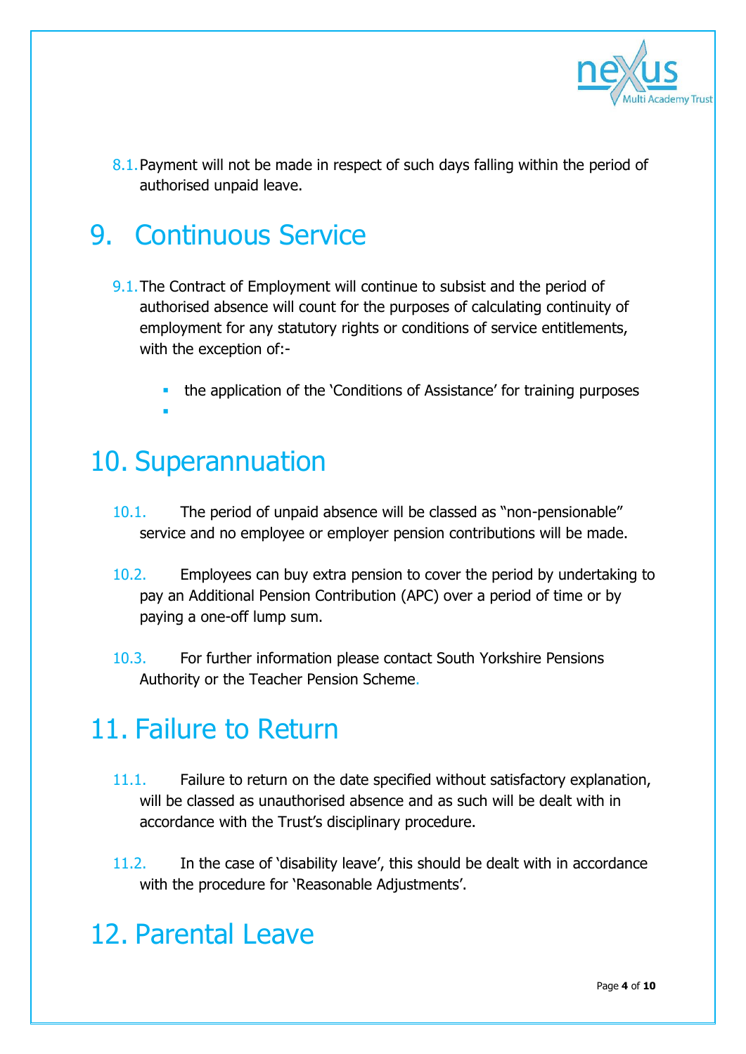8.1. Payment will not be made in respect of such days falling within the period of authorised unpaid leave.

# 9. Continuous Service

9.1. The Contract of Employment will continue to subsist and the period of authorised absence will count for the purposes of calculating continuity of employment for any statutory rights or conditions of service entitlements, with the exception of:-

- the application of the 'Conditions of Assistance' for training purposes
- 

# 10. Superannuation

10.1. The period of unpaid absence will be classed as "non-pensionable" service and no employee or employer pension contributions will be made.

10.2. Employees can buy extra pension to cover the period by undertaking to pay an Additional Pension Contribution (APC) over a period of time or by paying a one-off lump sum.

10.3. For further information please contact South Yorkshire Pensions Authority or the Teacher Pension Scheme.

# 11. Failure to Return

11.1. Failure to return on the date specified without satisfactory explanation, will be classed as unauthorised absence and as such will be dealt with in accordance with the Trust's disciplinary procedure.

11.2. In the case of 'disability leave', this should be dealt with in accordance with the procedure for 'Reasonable Adjustments'.

# 12. Parental Leave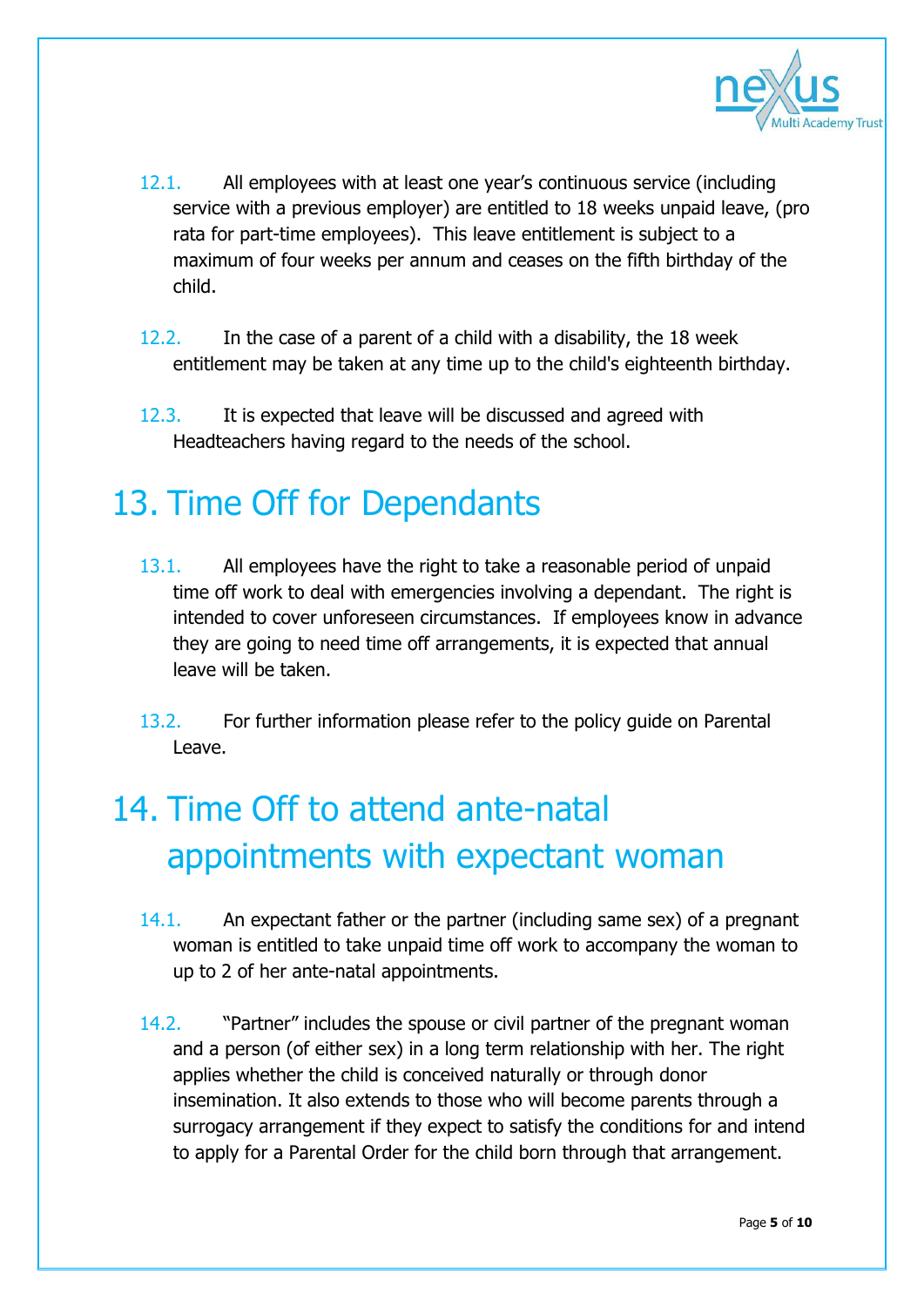12.1. All employees with at least one year's continuous service (including service with a previous employer) are entitled to 18 weeks unpaid leave, (pro rata for part-time employees). This leave entitlement is subject to a maximum of four weeks per annum and ceases on the fifth birthday of the child.

12.2. In the case of a parent of a child with a disability, the 18 week entitlement may be taken at any time up to the child's eighteenth birthday.

12.3. It is expected that leave will be discussed and agreed with Headteachers having regard to the needs of the school.

# 13. Time Off for Dependants

13.1. All employees have the right to take a reasonable period of unpaid time off work to deal with emergencies involving a dependant. The right is intended to cover unforeseen circumstances. If employees know in advance they are going to need time off arrangements, it is expected that annual leave will be taken.

13.2. For further information please refer to the policy guide on Parental Leave.

# 14. Time Off to attend ante-natal appointments with expectant woman

14.1. An expectant father or the partner (including same sex) of a pregnant woman is entitled to take unpaid time off work to accompany the woman to up to 2 of her ante-natal appointments.

14.2. "Partner" includes the spouse or civil partner of the pregnant woman and a person (of either sex) in a long term relationship with her. The right applies whether the child is conceived naturally or through donor insemination. It also extends to those who will become parents through a surrogacy arrangement if they expect to satisfy the conditions for and intend to apply for a Parental Order for the child born through that arrangement.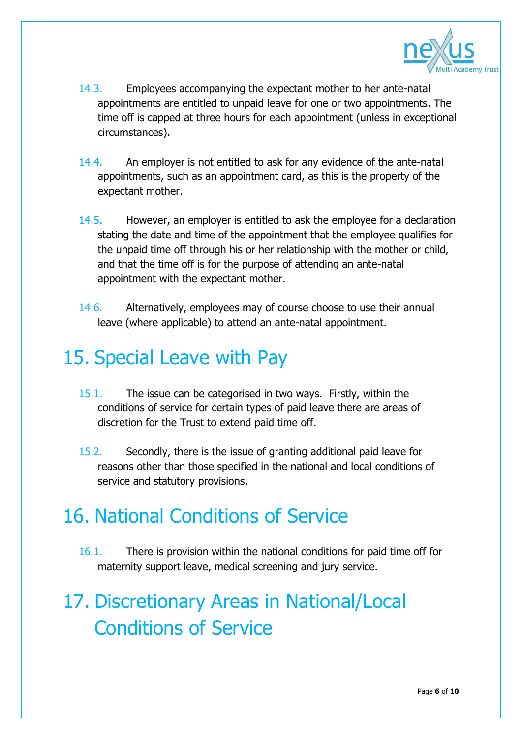14.3. Employees accompanying the expectant mother to her ante-natal appointments are entitled to unpaid leave for one or two appointments. The time off is capped at three hours for each appointment (unless in exceptional circumstances).

14.4. An employer is <u>not</u> entitled to ask for any evidence of the ante-natal appointments, such as an appointment card, as this is the property of the expectant mother.

14.5. However, an employer is entitled to ask the employee for a declaration stating the date and time of the appointment that the employee qualifies for the unpaid time off through his or her relationship with the mother or child, and that the time off is for the purpose of attending an ante-natal appointment with the expectant mother.

14.6. Alternatively, employees may of course choose to use their annual leave (where applicable) to attend an ante-natal appointment.

# 15. Special Leave with Pay

15.1. The issue can be categorised in two ways. Firstly, within the conditions of service for certain types of paid leave there are areas of discretion for the Trust to extend paid time off.

15.2. Secondly, there is the issue of granting additional paid leave for reasons other than those specified in the national and local conditions of service and statutory provisions.

# 16. National Conditions of Service

16.1. There is provision within the national conditions for paid time off for maternity support leave, medical screening and jury service.

# 17. Discretionary Areas in National/Local Conditions of Service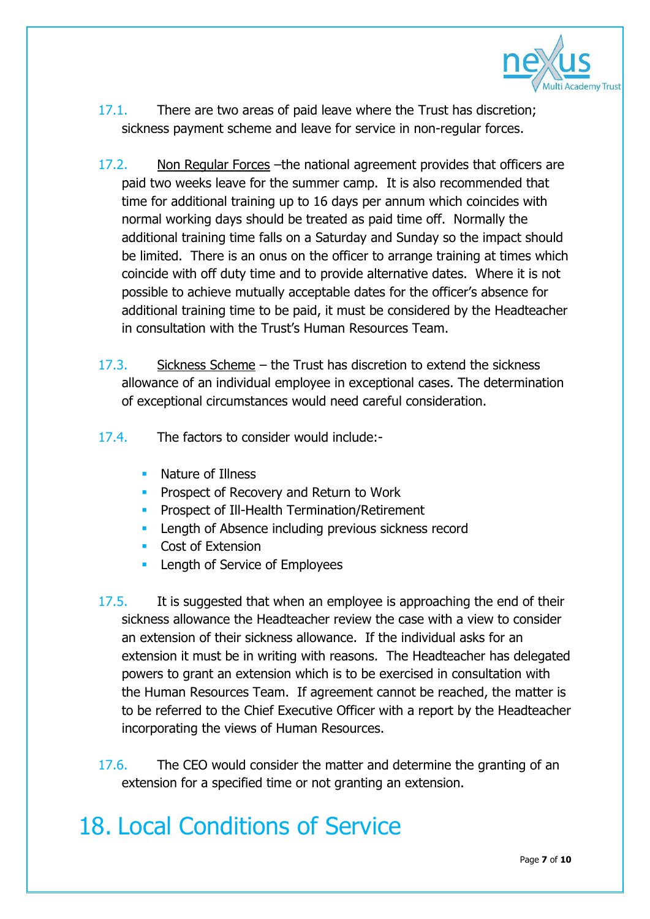17.1. There are two areas of paid leave where the Trust has discretion; sickness payment scheme and leave for service in non-regular forces.

17.2. Non Regular Forces –the national agreement provides that officers are paid two weeks leave for the summer camp. It is also recommended that time for additional training up to 16 days per annum which coincides with normal working days should be treated as paid time off. Normally the additional training time falls on a Saturday and Sunday so the impact should be limited. There is an onus on the officer to arrange training at times which coincide with off duty time and to provide alternative dates. Where it is not possible to achieve mutually acceptable dates for the officer's absence for additional training time to be paid, it must be considered by the Headteacher in consultation with the Trust's Human Resources Team.

17.3. Sickness Scheme – the Trust has discretion to extend the sickness allowance of an individual employee in exceptional cases. The determination of exceptional circumstances would need careful consideration.

17.4. The factors to consider would include:-

- Nature of Illness
- Prospect of Recovery and Return to Work
- Prospect of Ill-Health Termination/Retirement
- Length of Absence including previous sickness record
- Cost of Extension
- Length of Service of Employees

17.5. It is suggested that when an employee is approaching the end of their sickness allowance the Headteacher review the case with a view to consider an extension of their sickness allowance. If the individual asks for an extension it must be in writing with reasons. The Headteacher has delegated powers to grant an extension which is to be exercised in consultation with the Human Resources Team. If agreement cannot be reached, the matter is to be referred to the Chief Executive Officer with a report by the Headteacher incorporating the views of Human Resources.

17.6. The CEO would consider the matter and determine the granting of an extension for a specified time or not granting an extension.

# 18. Local Conditions of Service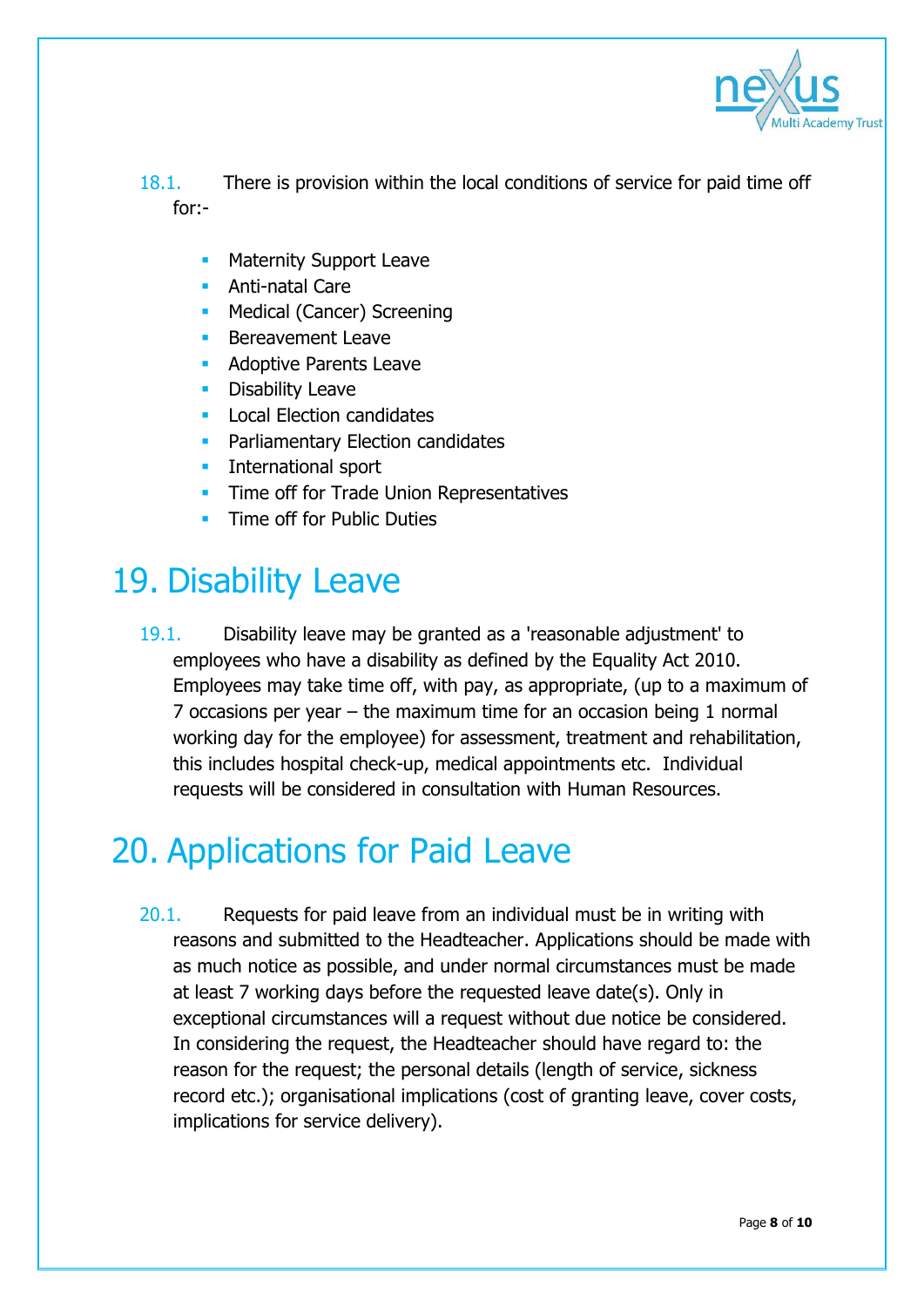18.1. There is provision within the local conditions of service for paid time off for:-

- Maternity Support Leave
- Anti-natal Care
- Medical (Cancer) Screening
- Bereavement Leave
- Adoptive Parents Leave
- Disability Leave
- Local Election candidates
- Parliamentary Election candidates
- International sport
- Time off for Trade Union Representatives
- Time off for Public Duties

# 19. Disability Leave

19.1. Disability leave may be granted as a 'reasonable adjustment' to employees who have a disability as defined by the Equality Act 2010. Employees may take time off, with pay, as appropriate, (up to a maximum of 7 occasions per year – the maximum time for an occasion being 1 normal working day for the employee) for assessment, treatment and rehabilitation, this includes hospital check-up, medical appointments etc. Individual requests will be considered in consultation with Human Resources.

# 20. Applications for Paid Leave

20.1. Requests for paid leave from an individual must be in writing with reasons and submitted to the Headteacher. Applications should be made with as much notice as possible, and under normal circumstances must be made at least 7 working days before the requested leave date(s). Only in exceptional circumstances will a request without due notice be considered. In considering the request, the Headteacher should have regard to: the reason for the request; the personal details (length of service, sickness record etc.); organisational implications (cost of granting leave, cover costs, implications for service delivery).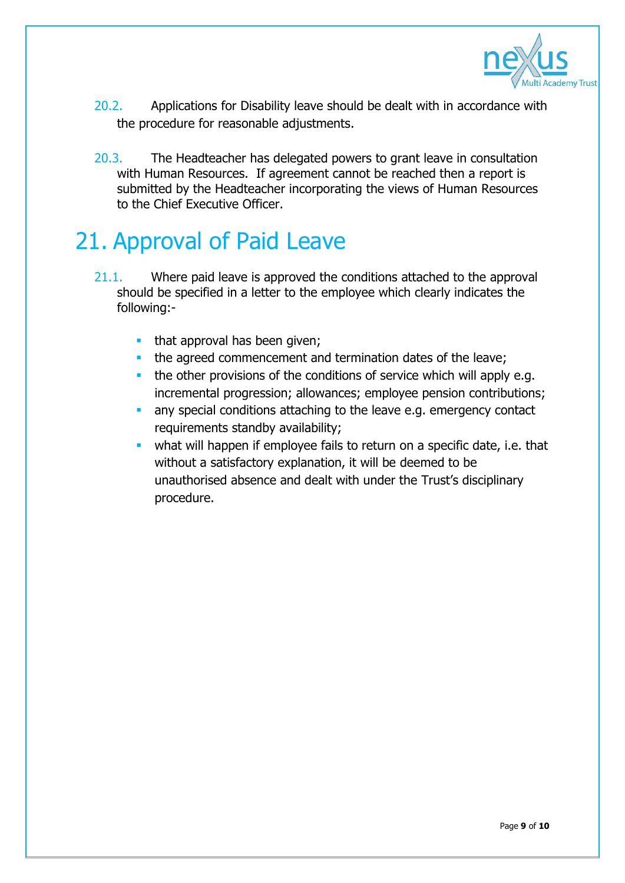20.2. Applications for Disability leave should be dealt with in accordance with the procedure for reasonable adjustments.

20.3. The Headteacher has delegated powers to grant leave in consultation with Human Resources. If agreement cannot be reached then a report is submitted by the Headteacher incorporating the views of Human Resources to the Chief Executive Officer.

# 21. Approval of Paid Leave

21.1. Where paid leave is approved the conditions attached to the approval should be specified in a letter to the employee which clearly indicates the following:-

- that approval has been given;
- the agreed commencement and termination dates of the leave;
- the other provisions of the conditions of service which will apply e.g. incremental progression; allowances; employee pension contributions;
- any special conditions attaching to the leave e.g. emergency contact requirements standby availability;
- what will happen if employee fails to return on a specific date, i.e. that without a satisfactory explanation, it will be deemed to be unauthorised absence and dealt with under the Trust's disciplinary procedure.